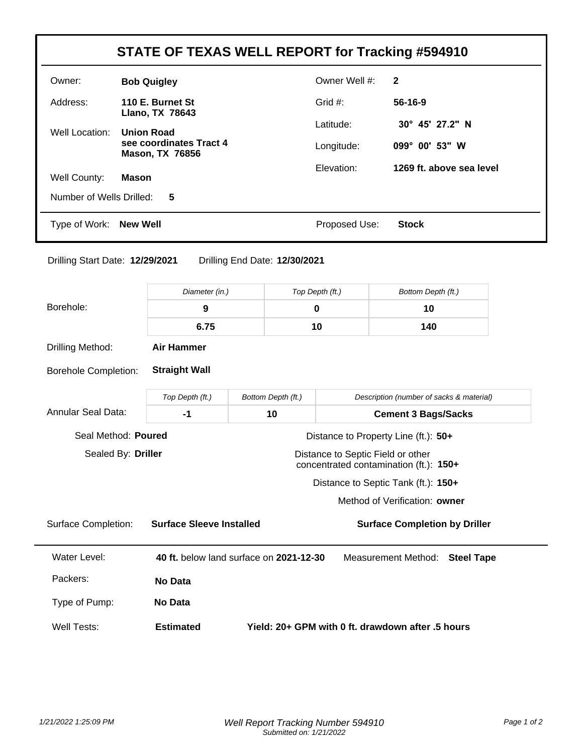# STATE OF TEXAS WELL REPORT for Tracking #594910

| | | | |
|---|---|---|---|
| Owner: | **Bob Quigley** | Owner Well #: | **2** |
| Address: | **110 E. Burnet St Llano, TX 78643** | Grid #: | **56-16-9** |
| Well Location: | **Union Road see coordinates Tract 4 Mason, TX 76856** | Latitude: | **30° 45' 27.2" N** |
| | | Longitude: | **099° 00' 53" W** |
| Well County: | **Mason** | Elevation: | **1269 ft. above sea level** |
| Number of Wells Drilled: | **5** | | |
| Type of Work: | **New Well** | Proposed Use: | **Stock** |

Drilling Start Date: **12/29/2021** Drilling End Date: **12/30/2021**

**Borehole:**

| Diameter (in.) | Top Depth (ft.) | Bottom Depth (ft.) |
|---|---|---|
| **9** | **0** | **10** |
| **6.75** | **10** | **140** |

Drilling Method: **Air Hammer**

Borehole Completion: **Straight Wall**

**Annular Seal Data:**

| Top Depth (ft.) | Bottom Depth (ft.) | Description (number of sacks & material) |
|---|---|---|
| **-1** | **10** | **Cement 3 Bags/Sacks** |

Seal Method: **Poured**

Sealed By: **Driller**

Distance to Property Line (ft.): **50+**

Distance to Septic Field or other concentrated contamination (ft.): **150+**

Distance to Septic Tank (ft.): **150+**

Method of Verification: **owner**

Surface Completion: **Surface Sleeve Installed** **Surface Completion by Driller**

Water Level: **40 ft.** below land surface on **2021-12-30** Measurement Method: **Steel Tape**

Packers: **No Data**

Type of Pump: **No Data**

Well Tests: **Estimated** **Yield: 20+ GPM with 0 ft. drawdown after .5 hours**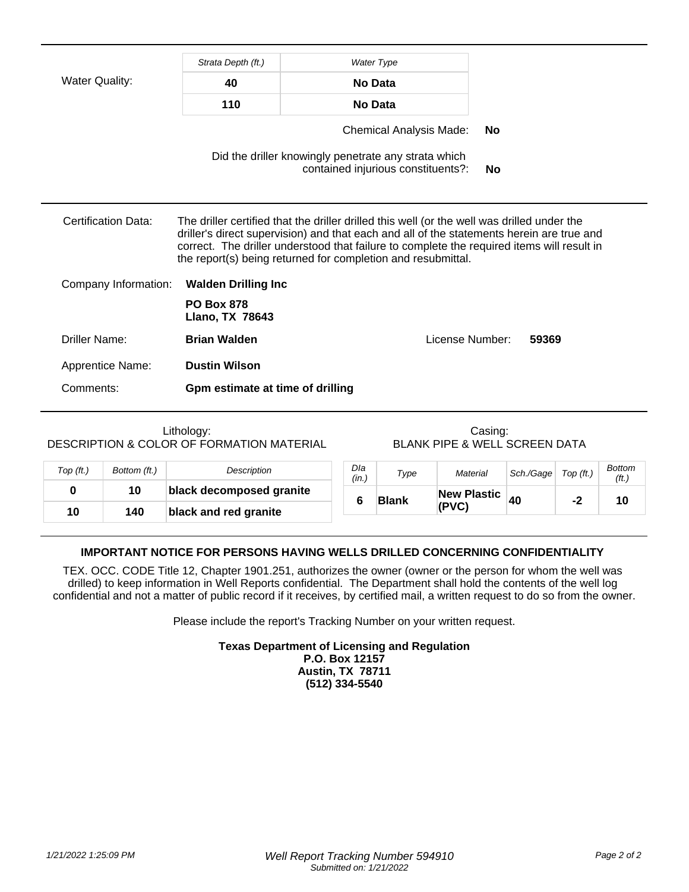Water Quality:

| Strata Depth (ft.) | Water Type |
|---|---|
| 40 | No Data |
| 110 | No Data |

Chemical Analysis Made: **No**

Did the driller knowingly penetrate any strata which contained injurious constituents?: **No**

---

Certification Data: The driller certified that the driller drilled this well (or the well was drilled under the driller's direct supervision) and that each and all of the statements herein are true and correct. The driller understood that failure to complete the required items will result in the report(s) being returned for completion and resubmittal.

Company Information: **Walden Drilling Inc**

**PO Box 878**
**Llano, TX 78643**

Driller Name: **Brian Walden**    License Number: **59369**

Apprentice Name: **Dustin Wilson**

Comments: **Gpm estimate at time of drilling**

---

Lithology:
DESCRIPTION & COLOR OF FORMATION MATERIAL

| Top (ft.) | Bottom (ft.) | Description |
|---|---|---|
| 0 | 10 | black decomposed granite |
| 10 | 140 | black and red granite |

Casing:
BLANK PIPE & WELL SCREEN DATA

| Dia (in.) | Type | Material | Sch./Gage | Top (ft.) | Bottom (ft.) |
|---|---|---|---|---|---|
| 6 | Blank | New Plastic (PVC) | 40 | -2 | 10 |

---

**IMPORTANT NOTICE FOR PERSONS HAVING WELLS DRILLED CONCERNING CONFIDENTIALITY**

TEX. OCC. CODE Title 12, Chapter 1901.251, authorizes the owner (owner or the person for whom the well was drilled) to keep information in Well Reports confidential. The Department shall hold the contents of the well log confidential and not a matter of public record if it receives, by certified mail, a written request to do so from the owner.

Please include the report's Tracking Number on your written request.

**Texas Department of Licensing and Regulation**
**P.O. Box 12157**
**Austin, TX 78711**
**(512) 334-5540**

1/21/2022 1:25:09 PM    *Well Report Tracking Number 594910*
*Submitted on: 1/21/2022*